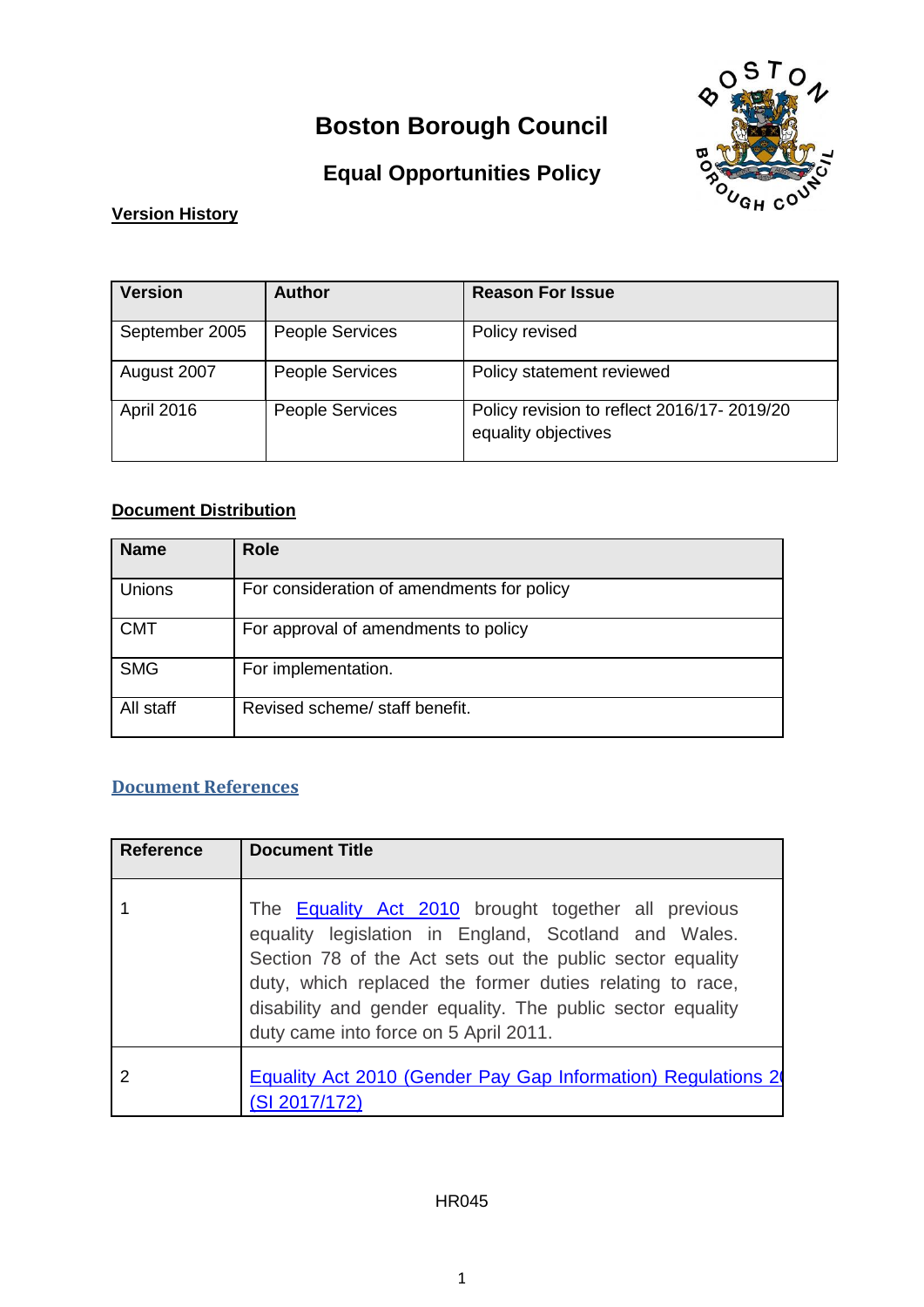# Boston Borough Council

## Equal Opportunities Policy

**Version History**

| Version | Author | Reason For Issue |
|---|---|---|
| September 2005 | People Services | Policy revised |
| August 2007 | People Services | Policy statement reviewed |
| April 2016 | People Services | Policy revision to reflect 2016/17- 2019/20 equality objectives |

**Document Distribution**

| Name | Role |
|---|---|
| Unions | For consideration of amendments for policy |
| CMT | For approval of amendments to policy |
| SMG | For implementation. |
| All staff | Revised scheme/ staff benefit. |

**Document References**

| Reference | Document Title |
|---|---|
| 1 | The Equality Act 2010 brought together all previous equality legislation in England, Scotland and Wales. Section 78 of the Act sets out the public sector equality duty, which replaced the former duties relating to race, disability and gender equality. The public sector equality duty came into force on 5 April 2011. |
| 2 | Equality Act 2010 (Gender Pay Gap Information) Regulations 2( (SI 2017/172) |

HR045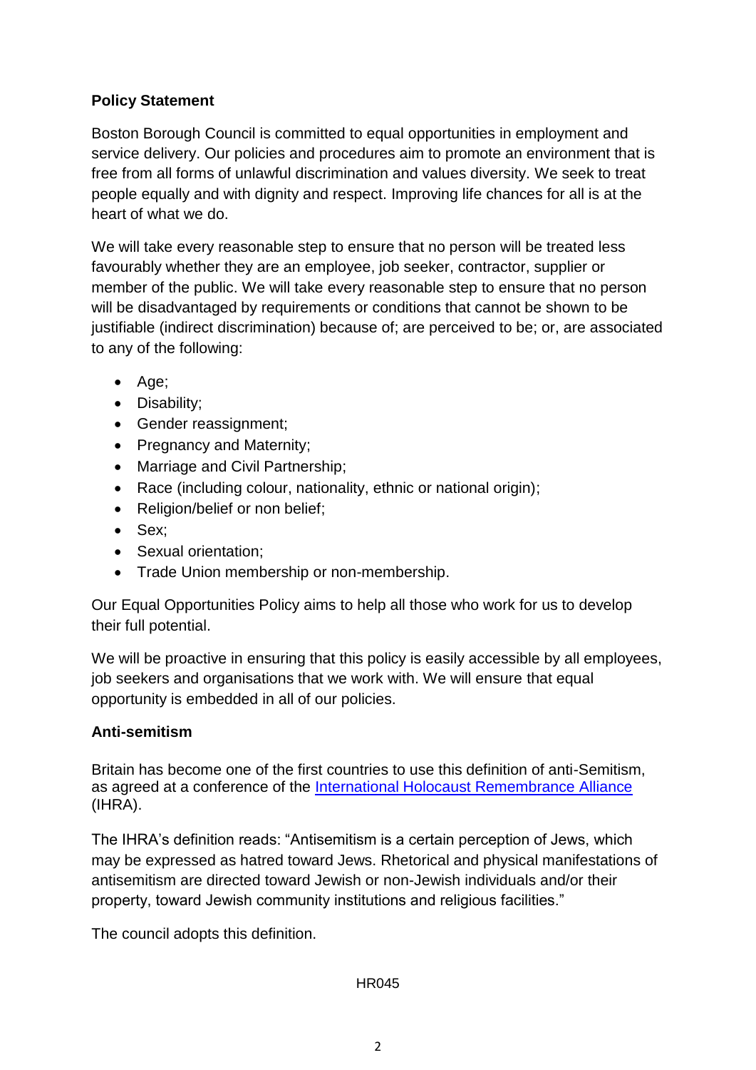**Policy Statement**

Boston Borough Council is committed to equal opportunities in employment and service delivery. Our policies and procedures aim to promote an environment that is free from all forms of unlawful discrimination and values diversity. We seek to treat people equally and with dignity and respect. Improving life chances for all is at the heart of what we do.

We will take every reasonable step to ensure that no person will be treated less favourably whether they are an employee, job seeker, contractor, supplier or member of the public. We will take every reasonable step to ensure that no person will be disadvantaged by requirements or conditions that cannot be shown to be justifiable (indirect discrimination) because of; are perceived to be; or, are associated to any of the following:

- Age;
- Disability;
- Gender reassignment;
- Pregnancy and Maternity;
- Marriage and Civil Partnership;
- Race (including colour, nationality, ethnic or national origin);
- Religion/belief or non belief;
- Sex;
- Sexual orientation;
- Trade Union membership or non-membership.

Our Equal Opportunities Policy aims to help all those who work for us to develop their full potential.

We will be proactive in ensuring that this policy is easily accessible by all employees, job seekers and organisations that we work with. We will ensure that equal opportunity is embedded in all of our policies.

**Anti-semitism**

Britain has become one of the first countries to use this definition of anti-Semitism, as agreed at a conference of the International Holocaust Remembrance Alliance (IHRA).

The IHRA's definition reads: "Antisemitism is a certain perception of Jews, which may be expressed as hatred toward Jews. Rhetorical and physical manifestations of antisemitism are directed toward Jewish or non-Jewish individuals and/or their property, toward Jewish community institutions and religious facilities."

The council adopts this definition.

HR045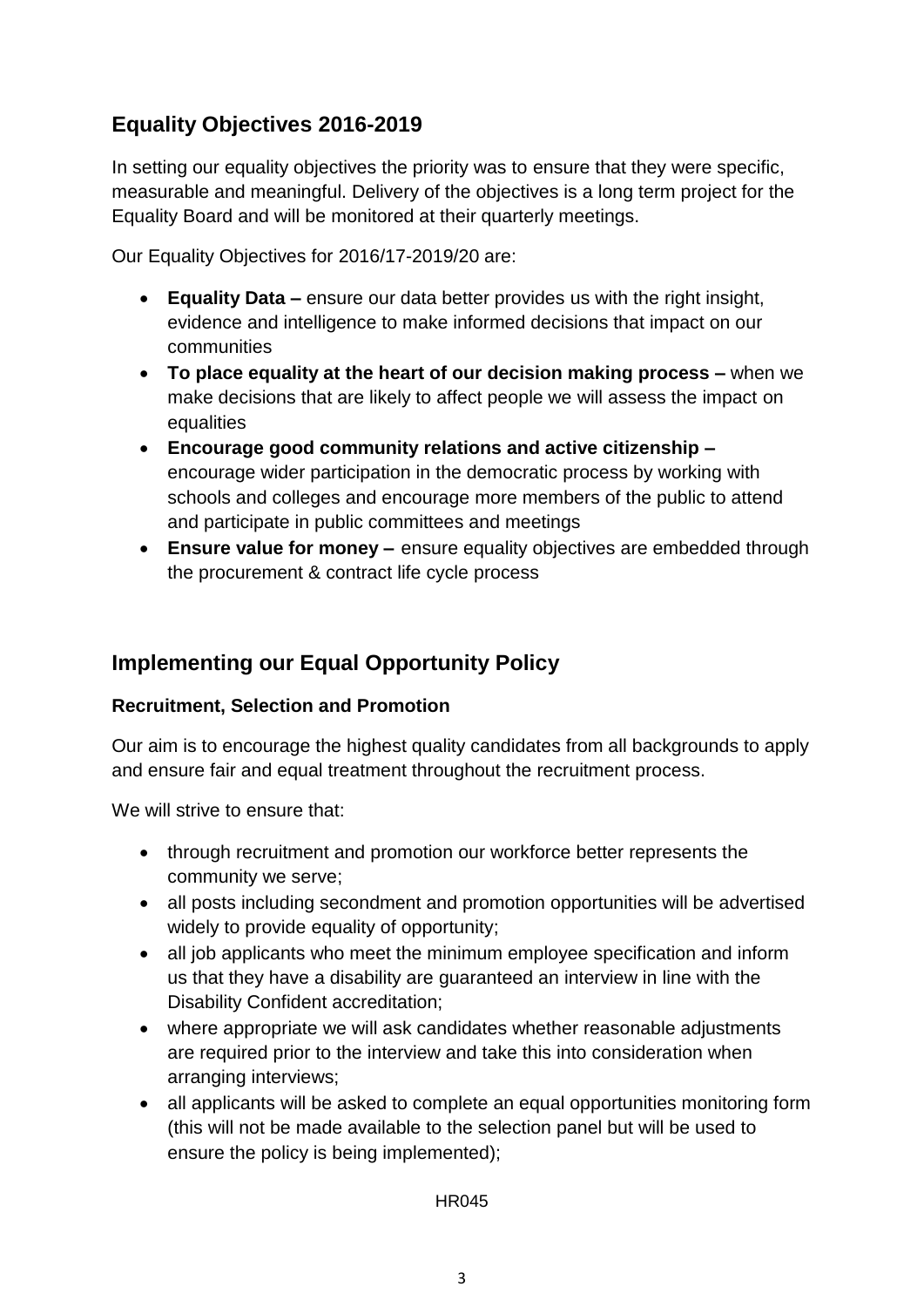## Equality Objectives 2016-2019

In setting our equality objectives the priority was to ensure that they were specific, measurable and meaningful. Delivery of the objectives is a long term project for the Equality Board and will be monitored at their quarterly meetings.

Our Equality Objectives for 2016/17-2019/20 are:

- **Equality Data –** ensure our data better provides us with the right insight, evidence and intelligence to make informed decisions that impact on our communities
- **To place equality at the heart of our decision making process –** when we make decisions that are likely to affect people we will assess the impact on equalities
- **Encourage good community relations and active citizenship –** encourage wider participation in the democratic process by working with schools and colleges and encourage more members of the public to attend and participate in public committees and meetings
- **Ensure value for money –** ensure equality objectives are embedded through the procurement & contract life cycle process

## Implementing our Equal Opportunity Policy

### Recruitment, Selection and Promotion

Our aim is to encourage the highest quality candidates from all backgrounds to apply and ensure fair and equal treatment throughout the recruitment process.

We will strive to ensure that:

- through recruitment and promotion our workforce better represents the community we serve;
- all posts including secondment and promotion opportunities will be advertised widely to provide equality of opportunity;
- all job applicants who meet the minimum employee specification and inform us that they have a disability are guaranteed an interview in line with the Disability Confident accreditation;
- where appropriate we will ask candidates whether reasonable adjustments are required prior to the interview and take this into consideration when arranging interviews;
- all applicants will be asked to complete an equal opportunities monitoring form (this will not be made available to the selection panel but will be used to ensure the policy is being implemented);

HR045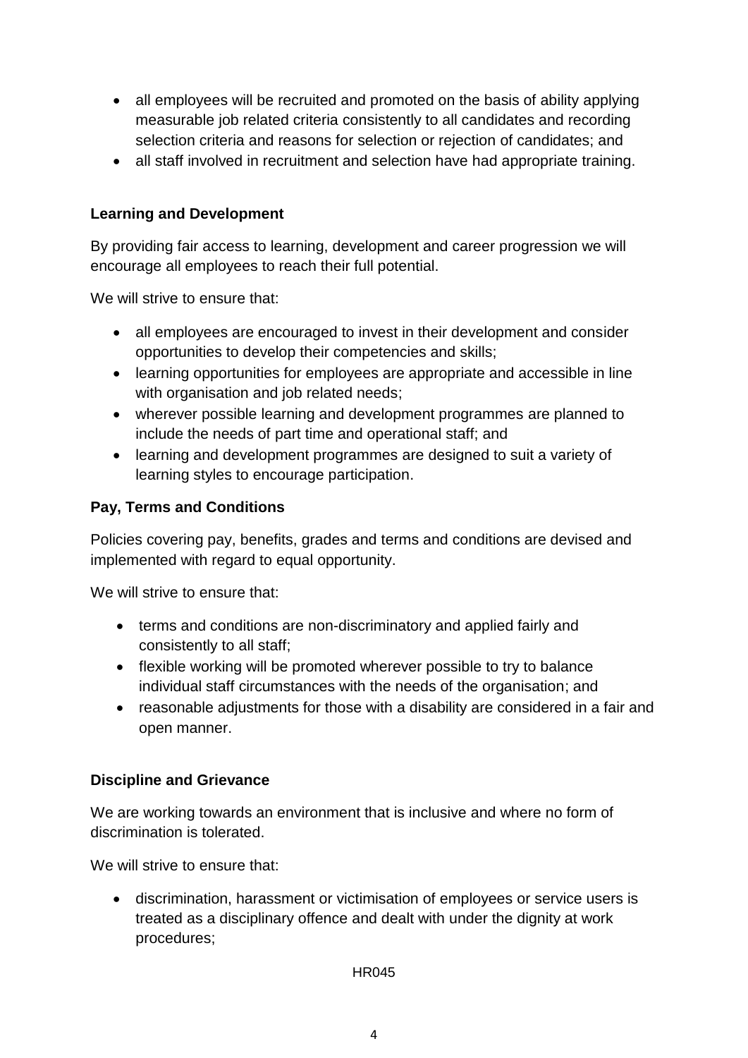- all employees will be recruited and promoted on the basis of ability applying measurable job related criteria consistently to all candidates and recording selection criteria and reasons for selection or rejection of candidates; and
- all staff involved in recruitment and selection have had appropriate training.

**Learning and Development**

By providing fair access to learning, development and career progression we will encourage all employees to reach their full potential.

We will strive to ensure that:

- all employees are encouraged to invest in their development and consider opportunities to develop their competencies and skills;
- learning opportunities for employees are appropriate and accessible in line with organisation and job related needs;
- wherever possible learning and development programmes are planned to include the needs of part time and operational staff; and
- learning and development programmes are designed to suit a variety of learning styles to encourage participation.

**Pay, Terms and Conditions**

Policies covering pay, benefits, grades and terms and conditions are devised and implemented with regard to equal opportunity.

We will strive to ensure that:

- terms and conditions are non-discriminatory and applied fairly and consistently to all staff;
- flexible working will be promoted wherever possible to try to balance individual staff circumstances with the needs of the organisation; and
- reasonable adjustments for those with a disability are considered in a fair and open manner.

**Discipline and Grievance**

We are working towards an environment that is inclusive and where no form of discrimination is tolerated.

We will strive to ensure that:

- discrimination, harassment or victimisation of employees or service users is treated as a disciplinary offence and dealt with under the dignity at work procedures;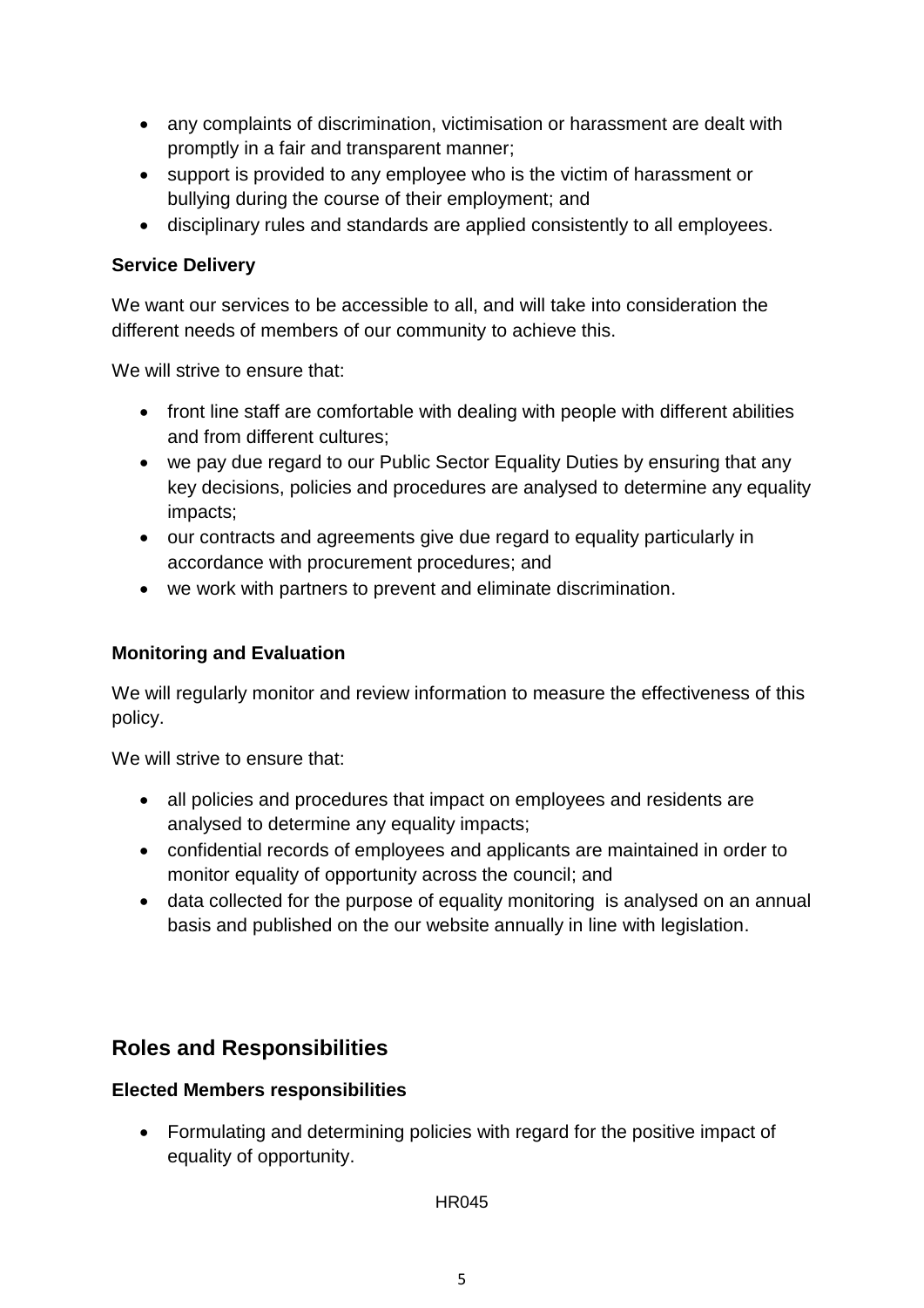- any complaints of discrimination, victimisation or harassment are dealt with promptly in a fair and transparent manner;
- support is provided to any employee who is the victim of harassment or bullying during the course of their employment; and
- disciplinary rules and standards are applied consistently to all employees.

**Service Delivery**

We want our services to be accessible to all, and will take into consideration the different needs of members of our community to achieve this.

We will strive to ensure that:

- front line staff are comfortable with dealing with people with different abilities and from different cultures;
- we pay due regard to our Public Sector Equality Duties by ensuring that any key decisions, policies and procedures are analysed to determine any equality impacts;
- our contracts and agreements give due regard to equality particularly in accordance with procurement procedures; and
- we work with partners to prevent and eliminate discrimination.

**Monitoring and Evaluation**

We will regularly monitor and review information to measure the effectiveness of this policy.

We will strive to ensure that:

- all policies and procedures that impact on employees and residents are analysed to determine any equality impacts;
- confidential records of employees and applicants are maintained in order to monitor equality of opportunity across the council; and
- data collected for the purpose of equality monitoring is analysed on an annual basis and published on the our website annually in line with legislation.

## Roles and Responsibilities

**Elected Members responsibilities**

- Formulating and determining policies with regard for the positive impact of equality of opportunity.

HR045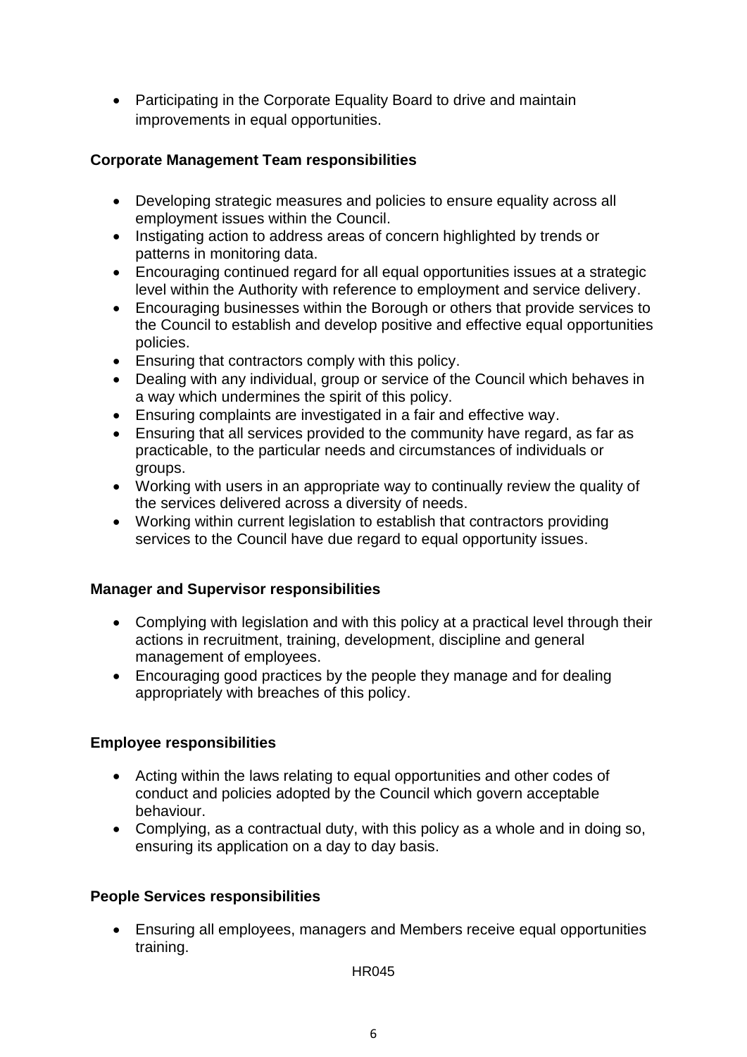- Participating in the Corporate Equality Board to drive and maintain improvements in equal opportunities.

**Corporate Management Team responsibilities**

- Developing strategic measures and policies to ensure equality across all employment issues within the Council.
- Instigating action to address areas of concern highlighted by trends or patterns in monitoring data.
- Encouraging continued regard for all equal opportunities issues at a strategic level within the Authority with reference to employment and service delivery.
- Encouraging businesses within the Borough or others that provide services to the Council to establish and develop positive and effective equal opportunities policies.
- Ensuring that contractors comply with this policy.
- Dealing with any individual, group or service of the Council which behaves in a way which undermines the spirit of this policy.
- Ensuring complaints are investigated in a fair and effective way.
- Ensuring that all services provided to the community have regard, as far as practicable, to the particular needs and circumstances of individuals or groups.
- Working with users in an appropriate way to continually review the quality of the services delivered across a diversity of needs.
- Working within current legislation to establish that contractors providing services to the Council have due regard to equal opportunity issues.

**Manager and Supervisor responsibilities**

- Complying with legislation and with this policy at a practical level through their actions in recruitment, training, development, discipline and general management of employees.
- Encouraging good practices by the people they manage and for dealing appropriately with breaches of this policy.

**Employee responsibilities**

- Acting within the laws relating to equal opportunities and other codes of conduct and policies adopted by the Council which govern acceptable behaviour.
- Complying, as a contractual duty, with this policy as a whole and in doing so, ensuring its application on a day to day basis.

**People Services responsibilities**

- Ensuring all employees, managers and Members receive equal opportunities training.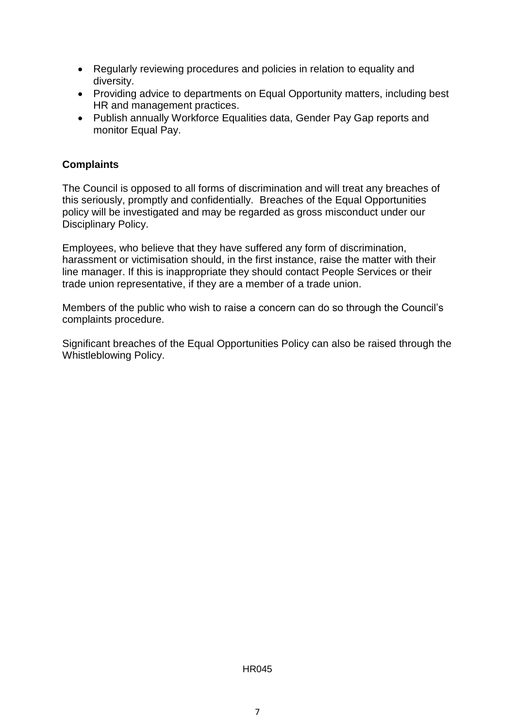- Regularly reviewing procedures and policies in relation to equality and diversity.
- Providing advice to departments on Equal Opportunity matters, including best HR and management practices.
- Publish annually Workforce Equalities data, Gender Pay Gap reports and monitor Equal Pay.

**Complaints**

The Council is opposed to all forms of discrimination and will treat any breaches of this seriously, promptly and confidentially. Breaches of the Equal Opportunities policy will be investigated and may be regarded as gross misconduct under our Disciplinary Policy.

Employees, who believe that they have suffered any form of discrimination, harassment or victimisation should, in the first instance, raise the matter with their line manager. If this is inappropriate they should contact People Services or their trade union representative, if they are a member of a trade union.

Members of the public who wish to raise a concern can do so through the Council's complaints procedure.

Significant breaches of the Equal Opportunities Policy can also be raised through the Whistleblowing Policy.